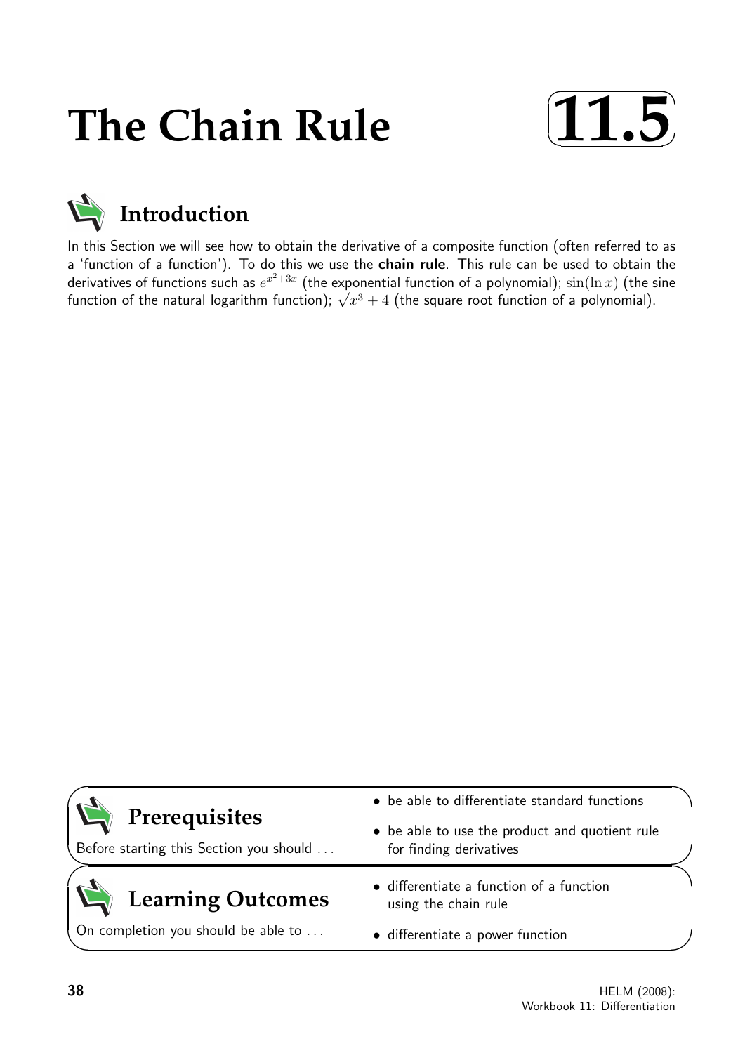# The Chain Rule

**11.5**

## Introduction

In this Section we will see how to obtain the derivative of a composite function (often referred to as a 'function of a function'). To do this we use the **chain rule**. This rule can be used to obtain the derivatives of functions such as $e^{x^2+3x}$ (the exponential function of a polynomial); $\sin(\ln x)$ (the sine function of the natural logarithm function); $\sqrt{x^3+4}$ (the square root function of a polynomial).

## Prerequisites

Before starting this Section you should ...

- be able to differentiate standard functions
- be able to use the product and quotient rule for finding derivatives

## Learning Outcomes

On completion you should be able to ...

- differentiate a function of a function using the chain rule
- differentiate a power function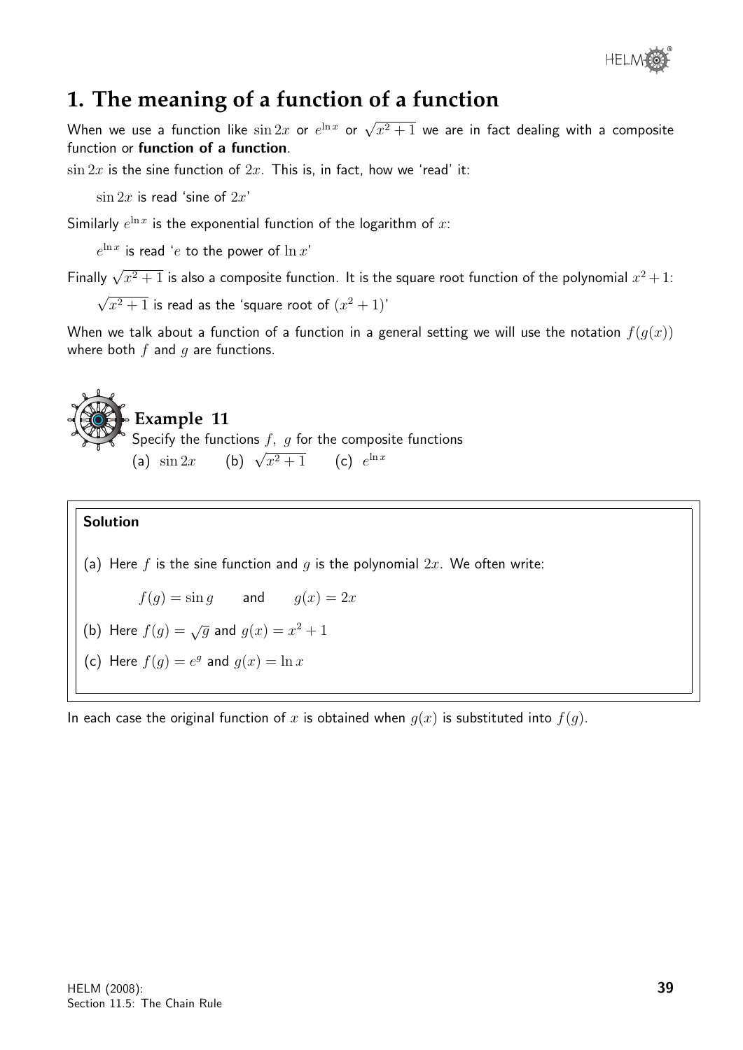## 1. The meaning of a function of a function

When we use a function like $\sin 2x$ or $e^{\ln x}$ or $\sqrt{x^2+1}$ we are in fact dealing with a composite function or **function of a function**.

$\sin 2x$ is the sine function of $2x$. This is, in fact, how we 'read' it:

$\sin 2x$ is read 'sine of $2x$'

Similarly $e^{\ln x}$ is the exponential function of the logarithm of $x$:

$e^{\ln x}$ is read '$e$ to the power of $\ln x$'

Finally $\sqrt{x^2+1}$ is also a composite function. It is the square root function of the polynomial $x^2+1$:

$\sqrt{x^2+1}$ is read as the 'square root of $(x^2+1)$'

When we talk about a function of a function in a general setting we will use the notation $f(g(x))$ where both $f$ and $g$ are functions.

### Example 11

Specify the functions $f$, $g$ for the composite functions

(a) $\sin 2x$ (b) $\sqrt{x^2+1}$ (c) $e^{\ln x}$

**Solution**

(a) Here $f$ is the sine function and $g$ is the polynomial $2x$. We often write:

$$f(g) = \sin g \qquad \text{and} \qquad g(x) = 2x$$

(b) Here $f(g) = \sqrt{g}$ and $g(x) = x^2+1$

(c) Here $f(g) = e^g$ and $g(x) = \ln x$

In each case the original function of $x$ is obtained when $g(x)$ is substituted into $f(g)$.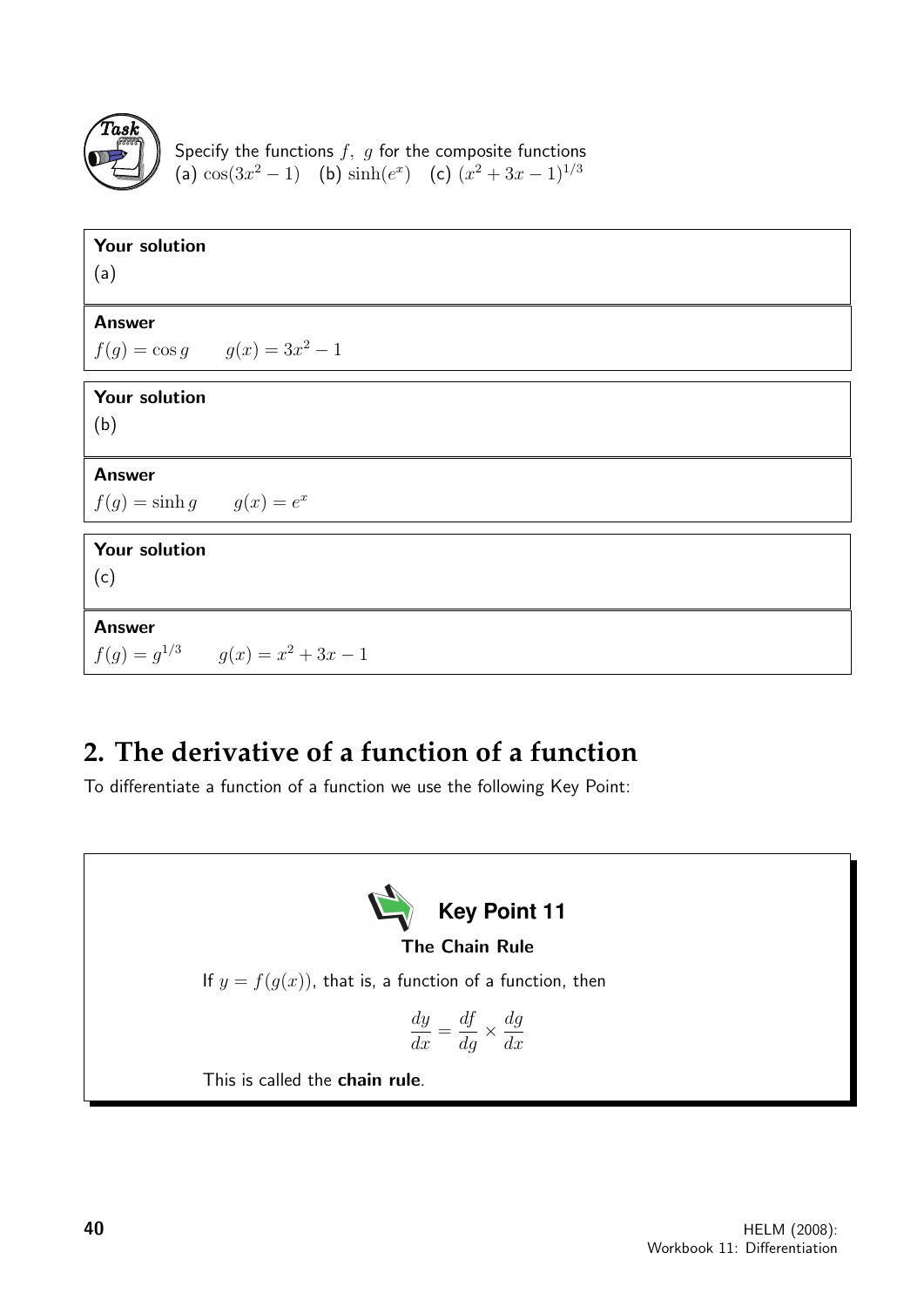**Task**

Specify the functions $f$, $g$ for the composite functions
(a) $\cos(3x^2 - 1)$ (b) $\sinh(e^x)$ (c) $(x^2 + 3x - 1)^{1/3}$

**Your solution**

(a)

**Answer**

$f(g) = \cos g \qquad g(x) = 3x^2 - 1$

**Your solution**

(b)

**Answer**

$f(g) = \sinh g \qquad g(x) = e^x$

**Your solution**

(c)

**Answer**

$f(g) = g^{1/3} \qquad g(x) = x^2 + 3x - 1$

## 2. The derivative of a function of a function

To differentiate a function of a function we use the following Key Point:

**Key Point 11**

**The Chain Rule**

If $y = f(g(x))$, that is, a function of a function, then

$$\frac{dy}{dx} = \frac{df}{dg} \times \frac{dg}{dx}$$

This is called the **chain rule**.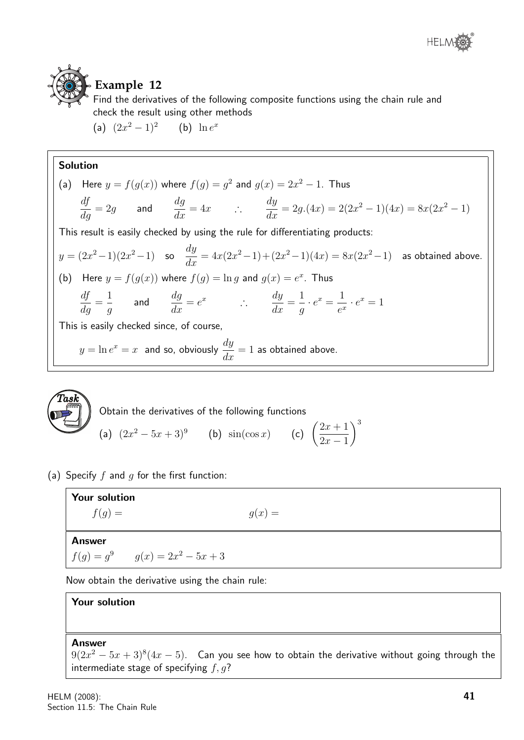## Example 12

Find the derivatives of the following composite functions using the chain rule and check the result using other methods

(a) $(2x^2 - 1)^2$ (b) $\ln e^x$

**Solution**

(a) Here $y = f(g(x))$ where $f(g) = g^2$ and $g(x) = 2x^2 - 1$. Thus

$$\frac{df}{dg} = 2g \qquad \text{and} \qquad \frac{dg}{dx} = 4x \qquad \therefore \qquad \frac{dy}{dx} = 2g.(4x) = 2(2x^2 - 1)(4x) = 8x(2x^2 - 1)$$

This result is easily checked by using the rule for differentiating products:

$y = (2x^2 - 1)(2x^2 - 1)$ so $\dfrac{dy}{dx} = 4x(2x^2 - 1) + (2x^2 - 1)(4x) = 8x(2x^2 - 1)$ as obtained above.

(b) Here $y = f(g(x))$ where $f(g) = \ln g$ and $g(x) = e^x$. Thus

$$\frac{df}{dg} = \frac{1}{g} \qquad \text{and} \qquad \frac{dg}{dx} = e^x \qquad \therefore \qquad \frac{dy}{dx} = \frac{1}{g} \cdot e^x = \frac{1}{e^x} \cdot e^x = 1$$

This is easily checked since, of course,

$y = \ln e^x = x$ and so, obviously $\dfrac{dy}{dx} = 1$ as obtained above.

**Task**

Obtain the derivatives of the following functions

(a) $(2x^2 - 5x + 3)^9$ (b) $\sin(\cos x)$ (c) $\left(\dfrac{2x + 1}{2x - 1}\right)^3$

(a) Specify $f$ and $g$ for the first function:

**Your solution**

$f(g) =$ $g(x) =$

**Answer**

$f(g) = g^9$ $g(x) = 2x^2 - 5x + 3$

Now obtain the derivative using the chain rule:

**Your solution**

**Answer**

$9(2x^2 - 5x + 3)^8(4x - 5)$. Can you see how to obtain the derivative without going through the intermediate stage of specifying $f, g$?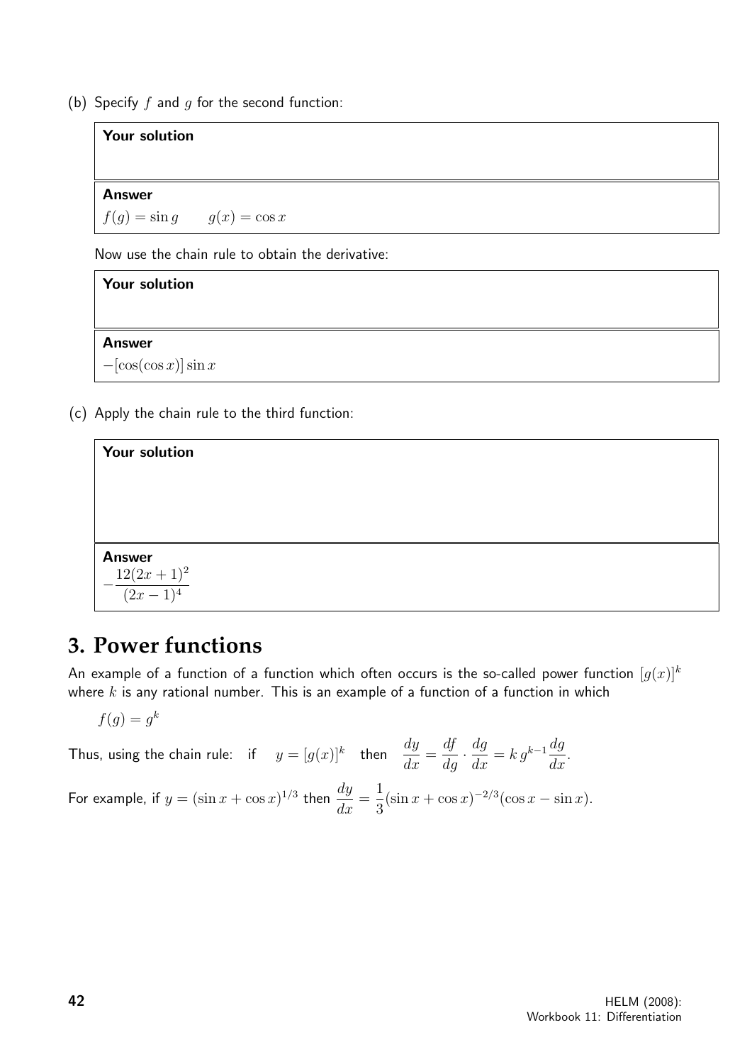(b) Specify $f$ and $g$ for the second function:

**Your solution**

**Answer**

$f(g) = \sin g \qquad g(x) = \cos x$

Now use the chain rule to obtain the derivative:

**Your solution**

**Answer**

$-[\cos(\cos x)] \sin x$

(c) Apply the chain rule to the third function:

**Your solution**

**Answer**

$-\dfrac{12(2x+1)^2}{(2x-1)^4}$

## 3. Power functions

An example of a function of a function which often occurs is the so-called power function $[g(x)]^k$ where $k$ is any rational number. This is an example of a function of a function in which

$$f(g) = g^k$$

Thus, using the chain rule: if $\quad y = [g(x)]^k \quad$ then $\quad \dfrac{dy}{dx} = \dfrac{df}{dg} \cdot \dfrac{dg}{dx} = k\, g^{k-1} \dfrac{dg}{dx}$.

For example, if $y = (\sin x + \cos x)^{1/3}$ then $\dfrac{dy}{dx} = \dfrac{1}{3}(\sin x + \cos x)^{-2/3}(\cos x - \sin x)$.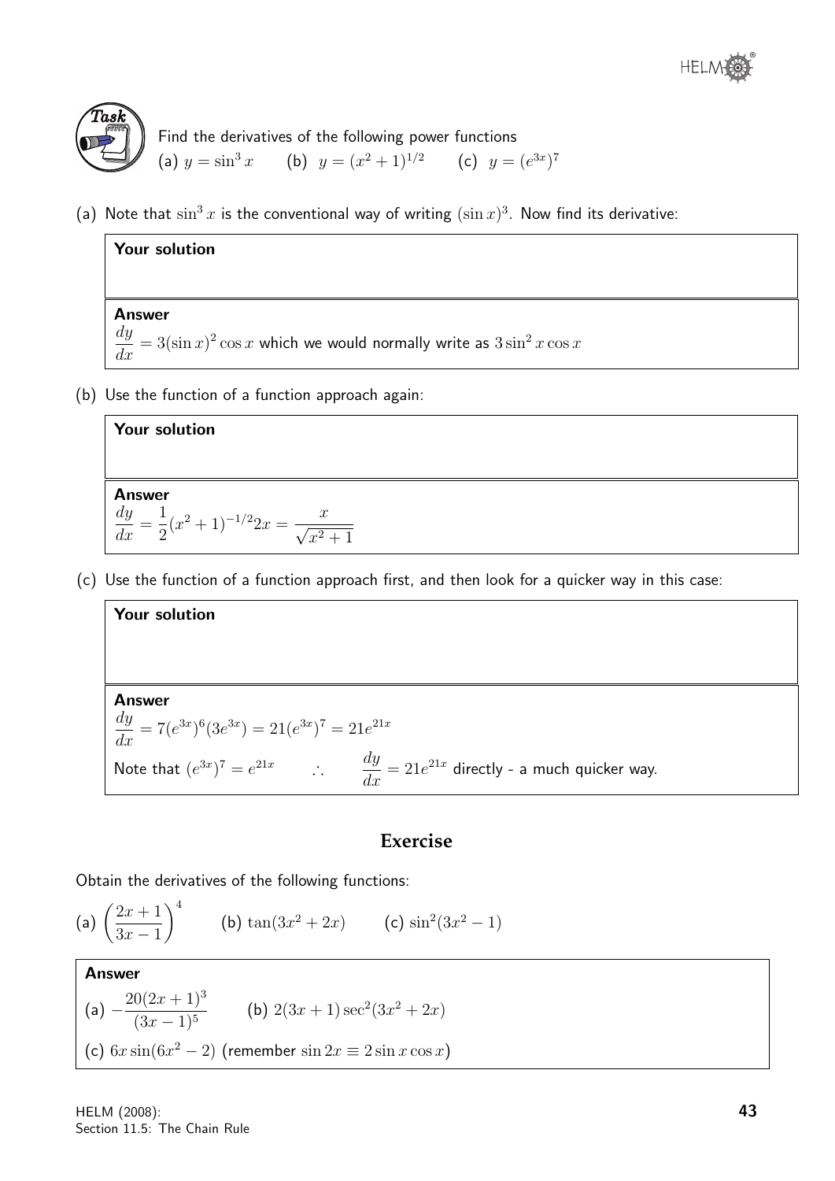**Task**

Find the derivatives of the following power functions

(a) $y = \sin^3 x$ (b) $y = (x^2+1)^{1/2}$ (c) $y = (e^{3x})^7$

(a) Note that $\sin^3 x$ is the conventional way of writing $(\sin x)^3$. Now find its derivative:

**Your solution**

**Answer**

$\dfrac{dy}{dx} = 3(\sin x)^2 \cos x$ which we would normally write as $3\sin^2 x \cos x$

(b) Use the function of a function approach again:

**Your solution**

**Answer**

$\dfrac{dy}{dx} = \dfrac{1}{2}(x^2+1)^{-1/2} 2x = \dfrac{x}{\sqrt{x^2+1}}$

(c) Use the function of a function approach first, and then look for a quicker way in this case:

**Your solution**

**Answer**

$\dfrac{dy}{dx} = 7(e^{3x})^6(3e^{3x}) = 21(e^{3x})^7 = 21e^{21x}$

Note that $(e^{3x})^7 = e^{21x}$ $\quad \therefore \quad \dfrac{dy}{dx} = 21e^{21x}$ directly - a much quicker way.

## Exercise

Obtain the derivatives of the following functions:

(a) $\left(\dfrac{2x+1}{3x-1}\right)^4$ (b) $\tan(3x^2+2x)$ (c) $\sin^2(3x^2-1)$

**Answer**

(a) $-\dfrac{20(2x+1)^3}{(3x-1)^5}$ (b) $2(3x+1)\sec^2(3x^2+2x)$

(c) $6x\sin(6x^2-2)$ (remember $\sin 2x \equiv 2\sin x \cos x$)